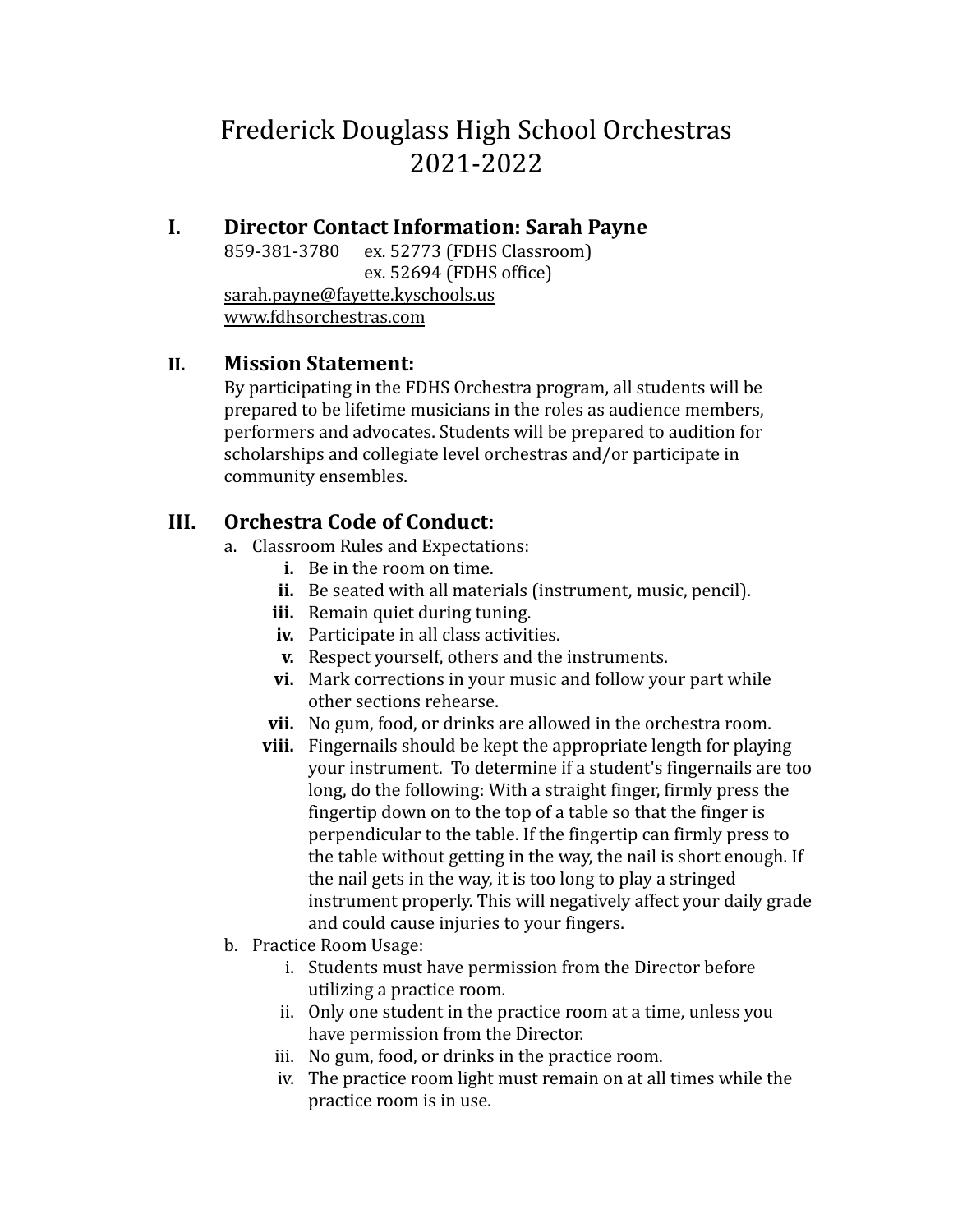# Frederick Douglass High School Orchestras
# 2021-2022

## I. Director Contact Information: Sarah Payne

859-381-3780 ex. 52773 (FDHS Classroom)
ex. 52694 (FDHS office)
sarah.payne@fayette.kyschools.us
www.fdhsorchestras.com

## II. Mission Statement:

By participating in the FDHS Orchestra program, all students will be prepared to be lifetime musicians in the roles as audience members, performers and advocates. Students will be prepared to audition for scholarships and collegiate level orchestras and/or participate in community ensembles.

## III. Orchestra Code of Conduct:

a. Classroom Rules and Expectations:
   - **i.** Be in the room on time.
   - **ii.** Be seated with all materials (instrument, music, pencil).
   - **iii.** Remain quiet during tuning.
   - **iv.** Participate in all class activities.
   - **v.** Respect yourself, others and the instruments.
   - **vi.** Mark corrections in your music and follow your part while other sections rehearse.
   - **vii.** No gum, food, or drinks are allowed in the orchestra room.
   - **viii.** Fingernails should be kept the appropriate length for playing your instrument. To determine if a student's fingernails are too long, do the following: With a straight finger, firmly press the fingertip down on to the top of a table so that the finger is perpendicular to the table. If the fingertip can firmly press to the table without getting in the way, the nail is short enough. If the nail gets in the way, it is too long to play a stringed instrument properly. This will negatively affect your daily grade and could cause injuries to your fingers.

b. Practice Room Usage:
   - i. Students must have permission from the Director before utilizing a practice room.
   - ii. Only one student in the practice room at a time, unless you have permission from the Director.
   - iii. No gum, food, or drinks in the practice room.
   - iv. The practice room light must remain on at all times while the practice room is in use.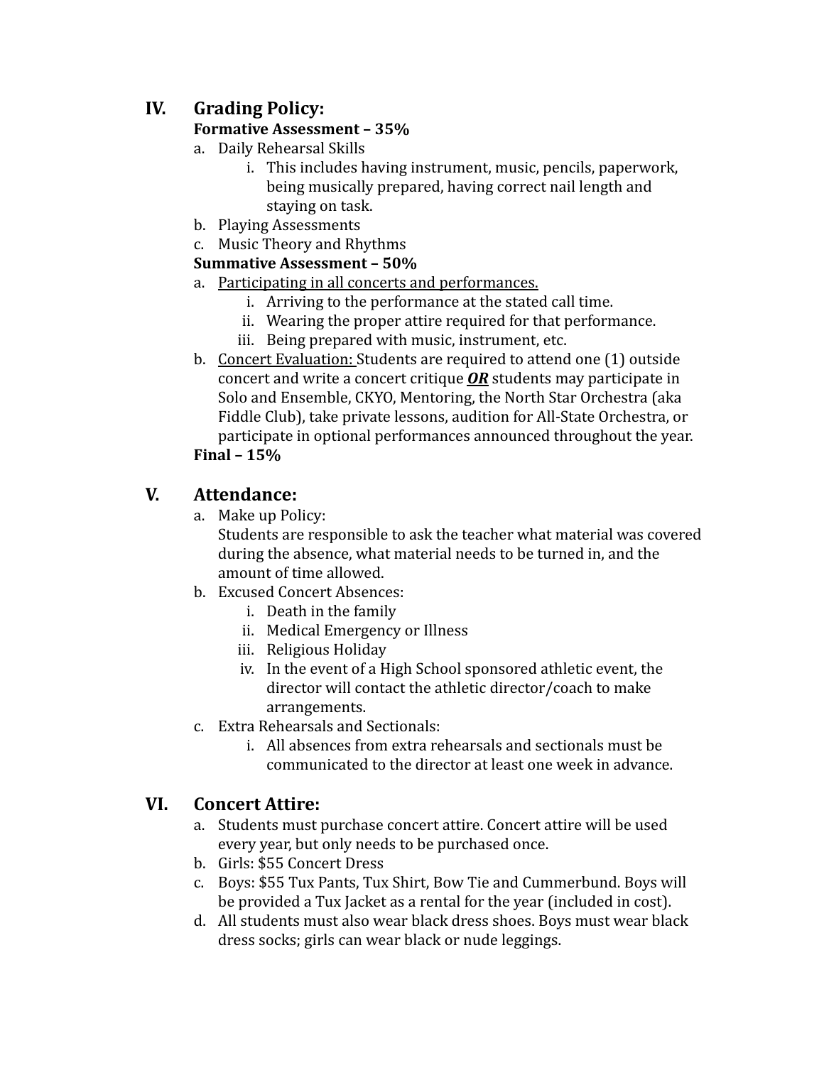## IV. Grading Policy:

**Formative Assessment – 35%**

a. Daily Rehearsal Skills
   i. This includes having instrument, music, pencils, paperwork, being musically prepared, having correct nail length and staying on task.
b. Playing Assessments
c. Music Theory and Rhythms

**Summative Assessment – 50%**

a. <u>Participating in all concerts and performances.</u>
   i. Arriving to the performance at the stated call time.
   ii. Wearing the proper attire required for that performance.
   iii. Being prepared with music, instrument, etc.
b. <u>Concert Evaluation:</u> Students are required to attend one (1) outside concert and write a concert critique ***<u>OR</u>*** students may participate in Solo and Ensemble, CKYO, Mentoring, the North Star Orchestra (aka Fiddle Club), take private lessons, audition for All-State Orchestra, or participate in optional performances announced throughout the year.

**Final – 15%**

## V. Attendance:

a. Make up Policy:
   Students are responsible to ask the teacher what material was covered during the absence, what material needs to be turned in, and the amount of time allowed.
b. Excused Concert Absences:
   i. Death in the family
   ii. Medical Emergency or Illness
   iii. Religious Holiday
   iv. In the event of a High School sponsored athletic event, the director will contact the athletic director/coach to make arrangements.
c. Extra Rehearsals and Sectionals:
   i. All absences from extra rehearsals and sectionals must be communicated to the director at least one week in advance.

## VI. Concert Attire:

a. Students must purchase concert attire. Concert attire will be used every year, but only needs to be purchased once.
b. Girls: $55 Concert Dress
c. Boys: $55 Tux Pants, Tux Shirt, Bow Tie and Cummerbund. Boys will be provided a Tux Jacket as a rental for the year (included in cost).
d. All students must also wear black dress shoes. Boys must wear black dress socks; girls can wear black or nude leggings.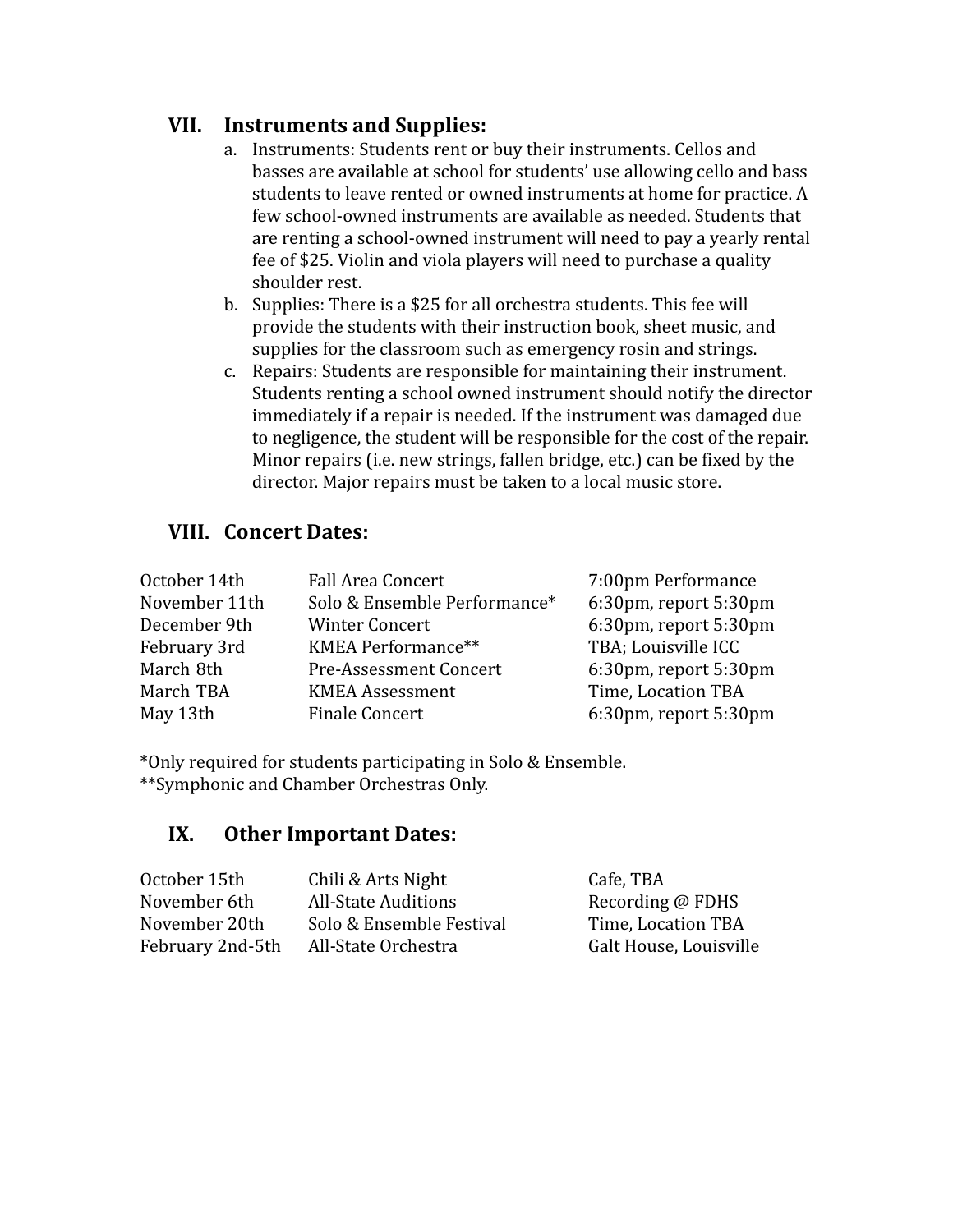## VII. Instruments and Supplies:

a. Instruments: Students rent or buy their instruments. Cellos and basses are available at school for students' use allowing cello and bass students to leave rented or owned instruments at home for practice. A few school-owned instruments are available as needed. Students that are renting a school-owned instrument will need to pay a yearly rental fee of $25. Violin and viola players will need to purchase a quality shoulder rest.
b. Supplies: There is a $25 for all orchestra students. This fee will provide the students with their instruction book, sheet music, and supplies for the classroom such as emergency rosin and strings.
c. Repairs: Students are responsible for maintaining their instrument. Students renting a school owned instrument should notify the director immediately if a repair is needed. If the instrument was damaged due to negligence, the student will be responsible for the cost of the repair. Minor repairs (i.e. new strings, fallen bridge, etc.) can be fixed by the director. Major repairs must be taken to a local music store.

## VIII. Concert Dates:

| | | |
|---|---|---|
| October 14th | Fall Area Concert | 7:00pm Performance |
| November 11th | Solo & Ensemble Performance* | 6:30pm, report 5:30pm |
| December 9th | Winter Concert | 6:30pm, report 5:30pm |
| February 3rd | KMEA Performance** | TBA; Louisville ICC |
| March 8th | Pre-Assessment Concert | 6:30pm, report 5:30pm |
| March TBA | KMEA Assessment | Time, Location TBA |
| May 13th | Finale Concert | 6:30pm, report 5:30pm |

*Only required for students participating in Solo & Ensemble.
**Symphonic and Chamber Orchestras Only.

## IX. Other Important Dates:

| | | |
|---|---|---|
| October 15th | Chili & Arts Night | Cafe, TBA |
| November 6th | All-State Auditions | Recording @ FDHS |
| November 20th | Solo & Ensemble Festival | Time, Location TBA |
| February 2nd-5th | All-State Orchestra | Galt House, Louisville |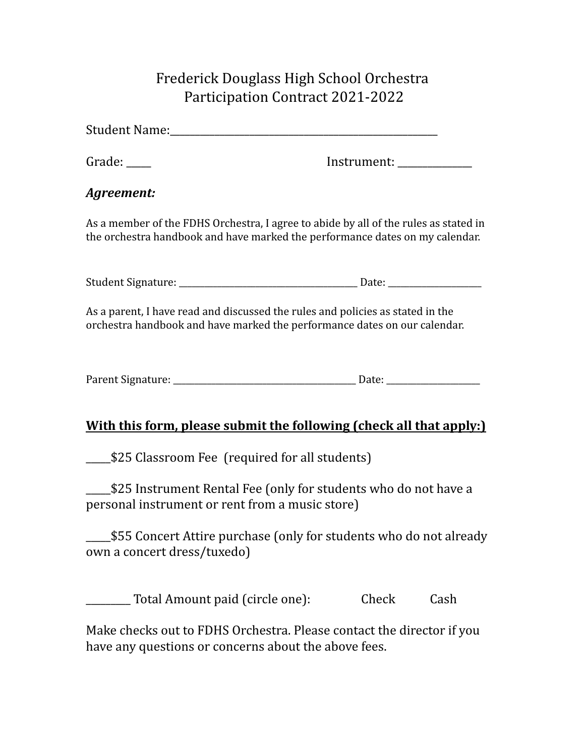# Frederick Douglass High School Orchestra
# Participation Contract 2021-2022

Student Name:_______________________________________________

Grade: _____ Instrument: _______________

***Agreement:***

As a member of the FDHS Orchestra, I agree to abide by all of the rules as stated in the orchestra handbook and have marked the performance dates on my calendar.

Student Signature: ________________________________________ Date: _____________________

As a parent, I have read and discussed the rules and policies as stated in the orchestra handbook and have marked the performance dates on our calendar.

Parent Signature: _________________________________________ Date: _____________________

**With this form, please submit the following (check all that apply:)**

_____$25 Classroom Fee (required for all students)

_____$25 Instrument Rental Fee (only for students who do not have a personal instrument or rent from a music store)

_____$55 Concert Attire purchase (only for students who do not already own a concert dress/tuxedo)

_________ Total Amount paid (circle one): Check Cash

Make checks out to FDHS Orchestra. Please contact the director if you have any questions or concerns about the above fees.